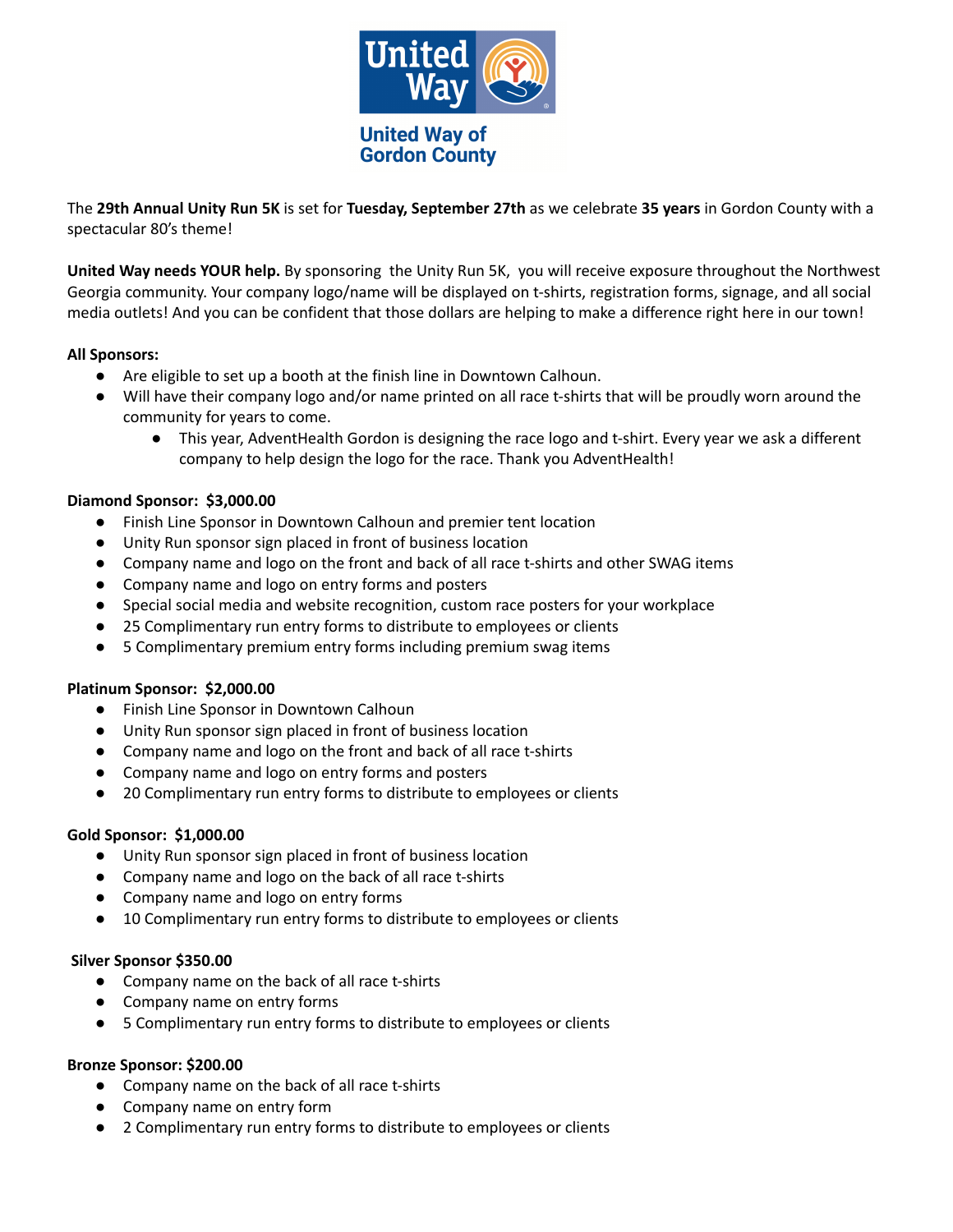United Way of Gordon County

The **29th Annual Unity Run 5K** is set for **Tuesday, September 27th** as we celebrate **35 years** in Gordon County with a spectacular 80's theme!

**United Way needs YOUR help.** By sponsoring the Unity Run 5K, you will receive exposure throughout the Northwest Georgia community. Your company logo/name will be displayed on t-shirts, registration forms, signage, and all social media outlets! And you can be confident that those dollars are helping to make a difference right here in our town!

**All Sponsors:**

- Are eligible to set up a booth at the finish line in Downtown Calhoun.
- Will have their company logo and/or name printed on all race t-shirts that will be proudly worn around the community for years to come.
    - This year, AdventHealth Gordon is designing the race logo and t-shirt. Every year we ask a different company to help design the logo for the race. Thank you AdventHealth!

**Diamond Sponsor: $3,000.00**

- Finish Line Sponsor in Downtown Calhoun and premier tent location
- Unity Run sponsor sign placed in front of business location
- Company name and logo on the front and back of all race t-shirts and other SWAG items
- Company name and logo on entry forms and posters
- Special social media and website recognition, custom race posters for your workplace
- 25 Complimentary run entry forms to distribute to employees or clients
- 5 Complimentary premium entry forms including premium swag items

**Platinum Sponsor: $2,000.00**

- Finish Line Sponsor in Downtown Calhoun
- Unity Run sponsor sign placed in front of business location
- Company name and logo on the front and back of all race t-shirts
- Company name and logo on entry forms and posters
- 20 Complimentary run entry forms to distribute to employees or clients

**Gold Sponsor: $1,000.00**

- Unity Run sponsor sign placed in front of business location
- Company name and logo on the back of all race t-shirts
- Company name and logo on entry forms
- 10 Complimentary run entry forms to distribute to employees or clients

**Silver Sponsor $350.00**

- Company name on the back of all race t-shirts
- Company name on entry forms
- 5 Complimentary run entry forms to distribute to employees or clients

**Bronze Sponsor: $200.00**

- Company name on the back of all race t-shirts
- Company name on entry form
- 2 Complimentary run entry forms to distribute to employees or clients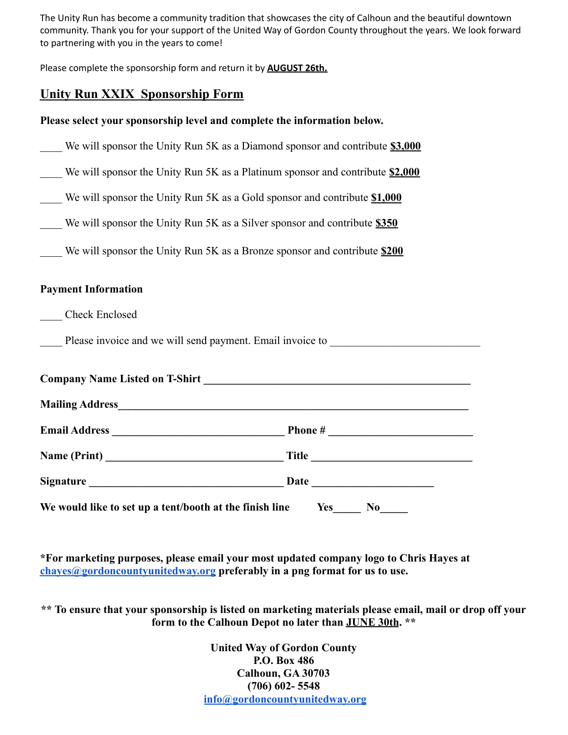The Unity Run has become a community tradition that showcases the city of Calhoun and the beautiful downtown community. Thank you for your support of the United Way of Gordon County throughout the years. We look forward to partnering with you in the years to come!

Please complete the sponsorship form and return it by **AUGUST 26th.**

## Unity Run XXIX Sponsorship Form

**Please select your sponsorship level and complete the information below.**

____ We will sponsor the Unity Run 5K as a Diamond sponsor and contribute **$3,000**

____ We will sponsor the Unity Run 5K as a Platinum sponsor and contribute **$2,000**

____ We will sponsor the Unity Run 5K as a Gold sponsor and contribute **$1,000**

____ We will sponsor the Unity Run 5K as a Silver sponsor and contribute **$350**

____ We will sponsor the Unity Run 5K as a Bronze sponsor and contribute **$200**

**Payment Information**

____ Check Enclosed

____ Please invoice and we will send payment. Email invoice to ___________________________

**Company Name Listed on T-Shirt** _______________________________________________

**Mailing Address**_______________________________________________________________

**Email Address** _______________________________ **Phone #** __________________________

**Name (Print)** ________________________________ **Title** _____________________________

**Signature** ___________________________________ **Date** _____________________

**We would like to set up a tent/booth at the finish line** **Yes**_____ **No**_____

**\*For marketing purposes, please email your most updated company logo to Chris Hayes at chayes@gordoncountyunitedway.org preferably in a png format for us to use.**

**\*\* To ensure that your sponsorship is listed on marketing materials please email, mail or drop off your form to the Calhoun Depot no later than JUNE 30th. \*\***

**United Way of Gordon County**
**P.O. Box 486**
**Calhoun, GA 30703**
**(706) 602- 5548**
**info@gordoncountyunitedway.org**